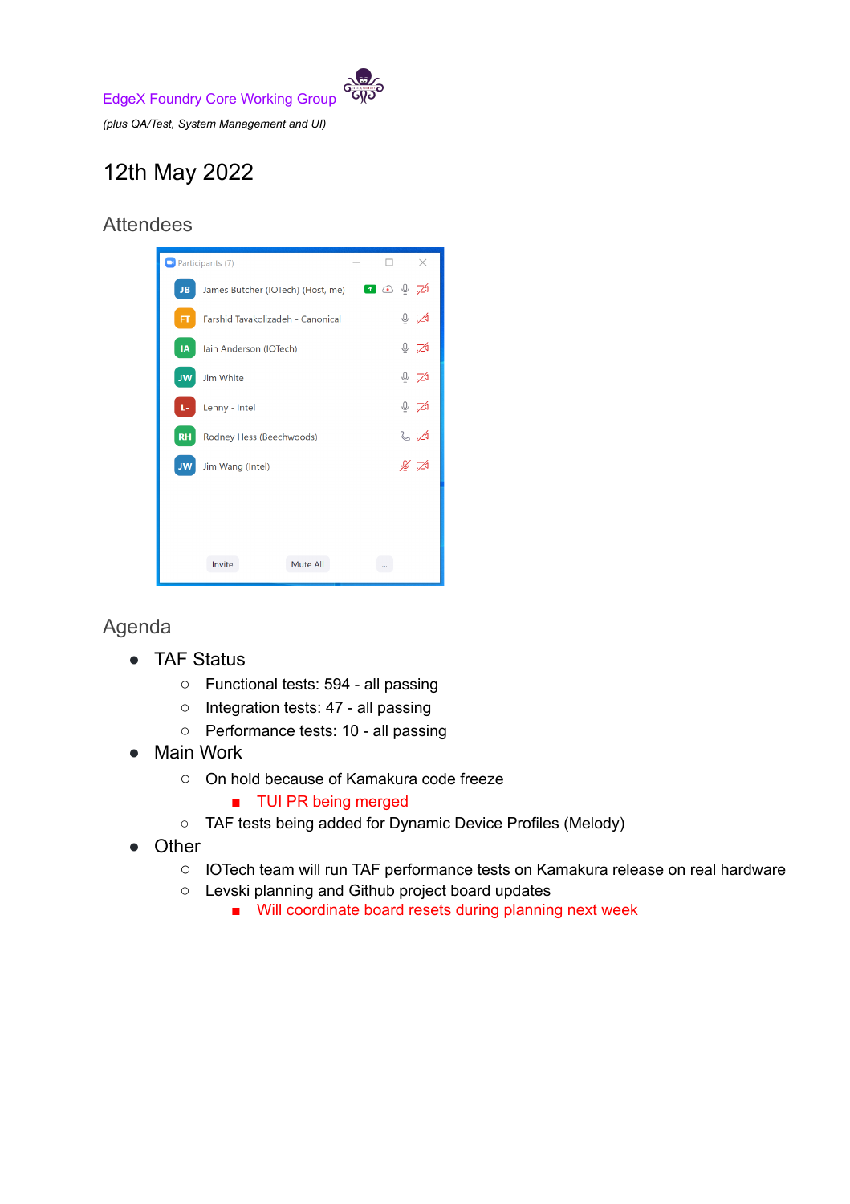EdgeX Foundry Core Working Group

*(plus QA/Test, System Management and UI)*

# 12th May 2022

## Attendees

## Agenda

- TAF Status
  - Functional tests: 594 - all passing
  - Integration tests: 47 - all passing
  - Performance tests: 10 - all passing
- Main Work
  - On hold because of Kamakura code freeze
    - TUI PR being merged
  - TAF tests being added for Dynamic Device Profiles (Melody)
- Other
  - IOTech team will run TAF performance tests on Kamakura release on real hardware
  - Levski planning and Github project board updates
    - Will coordinate board resets during planning next week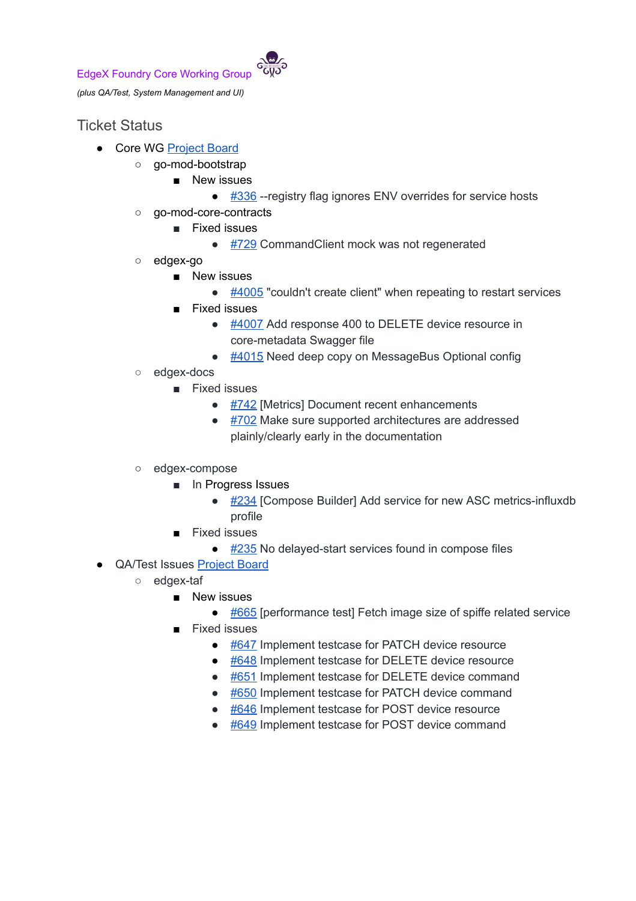EdgeX Foundry Core Working Group

*(plus QA/Test, System Management and UI)*

## Ticket Status

- Core WG Project Board
  - go-mod-bootstrap
    - New issues
      - #336 --registry flag ignores ENV overrides for service hosts
  - go-mod-core-contracts
    - Fixed issues
      - #729 CommandClient mock was not regenerated
  - edgex-go
    - New issues
      - #4005 "couldn't create client" when repeating to restart services
    - Fixed issues
      - #4007 Add response 400 to DELETE device resource in core-metadata Swagger file
      - #4015 Need deep copy on MessageBus Optional config
  - edgex-docs
    - Fixed issues
      - #742 [Metrics] Document recent enhancements
      - #702 Make sure supported architectures are addressed plainly/clearly early in the documentation
  - edgex-compose
    - In Progress Issues
      - #234 [Compose Builder] Add service for new ASC metrics-influxdb profile
    - Fixed issues
      - #235 No delayed-start services found in compose files
- QA/Test Issues Project Board
  - edgex-taf
    - New issues
      - #665 [performance test] Fetch image size of spiffe related service
    - Fixed issues
      - #647 Implement testcase for PATCH device resource
      - #648 Implement testcase for DELETE device resource
      - #651 Implement testcase for DELETE device command
      - #650 Implement testcase for PATCH device command
      - #646 Implement testcase for POST device resource
      - #649 Implement testcase for POST device command